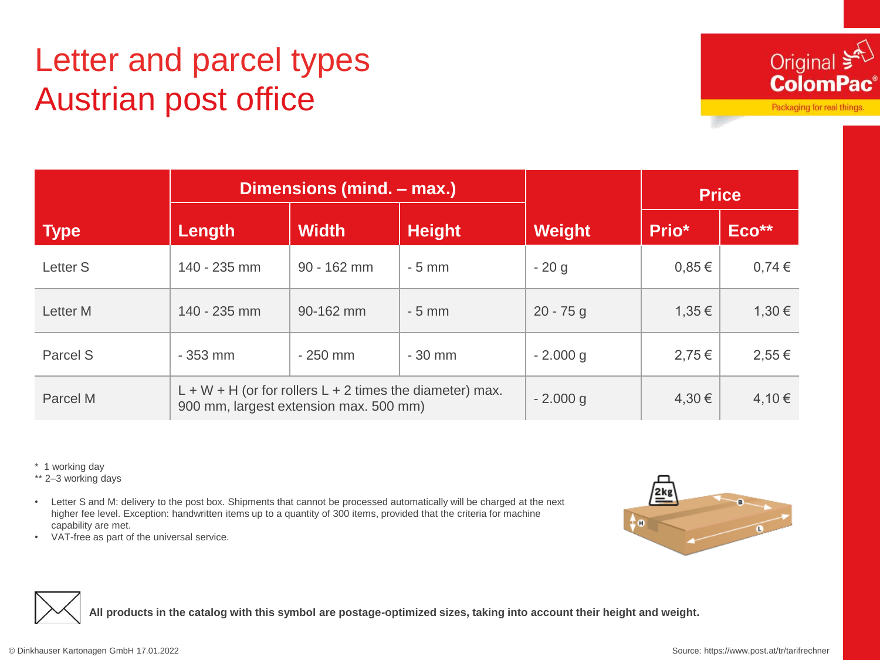# Letter and parcel types
# Austrian post office

| Type | Dimensions (mind. – max.) | | | Weight | Price | |
|---|---|---|---|---|---|---|
| | Length | Width | Height | | Prio* | Eco** |
| Letter S | 140 - 235 mm | 90 - 162 mm | - 5 mm | - 20 g | 0,85 € | 0,74 € |
| Letter M | 140 - 235 mm | 90-162 mm | - 5 mm | 20 - 75 g | 1,35 € | 1,30 € |
| Parcel S | - 353 mm | - 250 mm | - 30 mm | - 2.000 g | 2,75 € | 2,55 € |
| Parcel M | L + W + H (or for rollers L + 2 times the diameter) max. 900 mm, largest extension max. 500 mm) | | | - 2.000 g | 4,30 € | 4,10 € |

\* 1 working day
\** 2–3 working days

- Letter S and M: delivery to the post box. Shipments that cannot be processed automatically will be charged at the next higher fee level. Exception: handwritten items up to a quantity of 300 items, provided that the criteria for machine capability are met.
- VAT-free as part of the universal service.

**All products in the catalog with this symbol are postage-optimized sizes, taking into account their height and weight.**

© Dinkhauser Kartonagen GmbH 17.01.2022

Source: https://www.post.at/tr/tarifrechner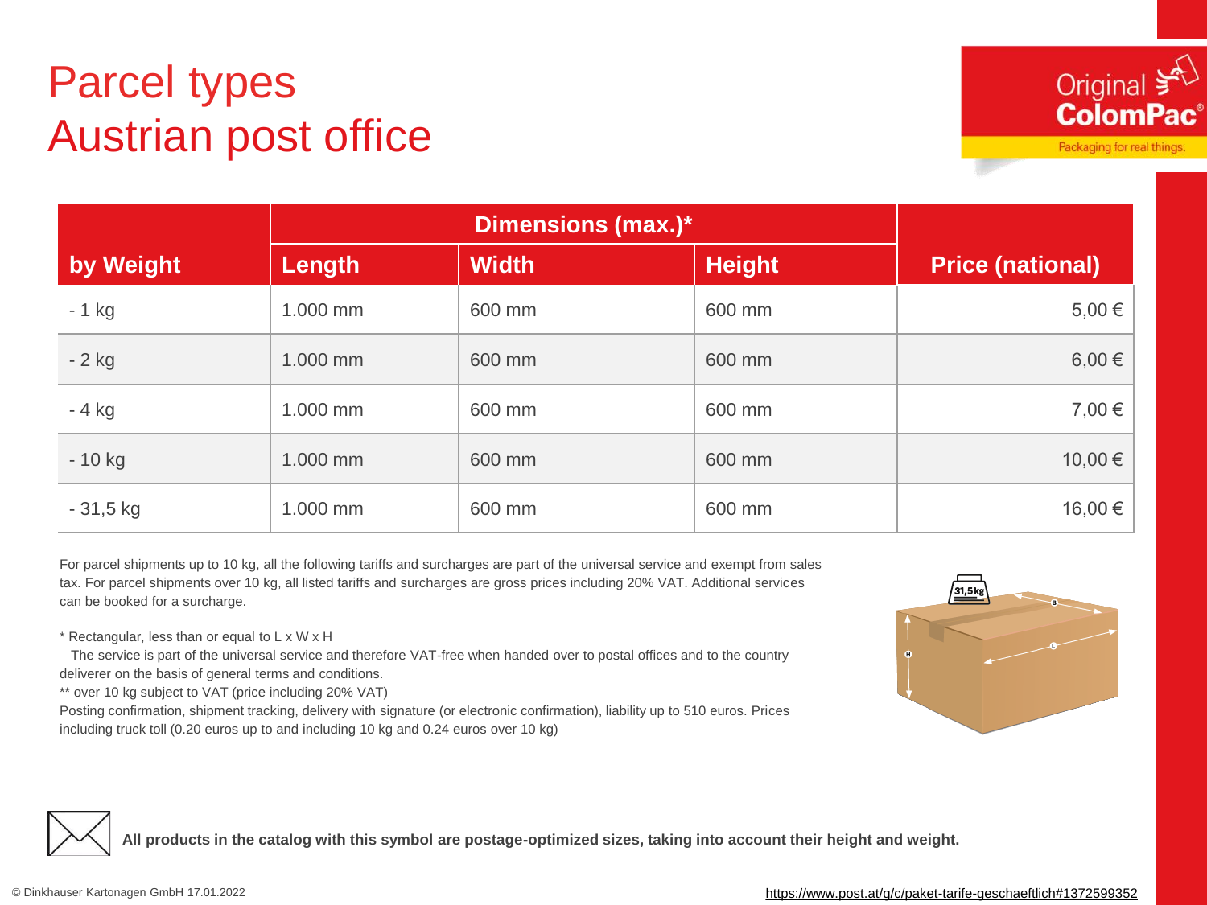# Parcel types
# Austrian post office

| by Weight | Dimensions (max.)* | | | Price (national) |
|---|---|---|---|---|
| | Length | Width | Height | |
| - 1 kg | 1.000 mm | 600 mm | 600 mm | 5,00 € |
| - 2 kg | 1.000 mm | 600 mm | 600 mm | 6,00 € |
| - 4 kg | 1.000 mm | 600 mm | 600 mm | 7,00 € |
| - 10 kg | 1.000 mm | 600 mm | 600 mm | 10,00 € |
| - 31,5 kg | 1.000 mm | 600 mm | 600 mm | 16,00 € |

For parcel shipments up to 10 kg, all the following tariffs and surcharges are part of the universal service and exempt from sales tax. For parcel shipments over 10 kg, all listed tariffs and surcharges are gross prices including 20% VAT. Additional services can be booked for a surcharge.

* Rectangular, less than or equal to L x W x H
  The service is part of the universal service and therefore VAT-free when handed over to postal offices and to the country deliverer on the basis of general terms and conditions.

** over 10 kg subject to VAT (price including 20% VAT)

Posting confirmation, shipment tracking, delivery with signature (or electronic confirmation), liability up to 510 euros. Prices including truck toll (0.20 euros up to and including 10 kg and 0.24 euros over 10 kg)

**All products in the catalog with this symbol are postage-optimized sizes, taking into account their height and weight.**

© Dinkhauser Kartonagen GmbH 17.01.2022

https://www.post.at/g/c/paket-tarife-geschaeftlich#1372599352